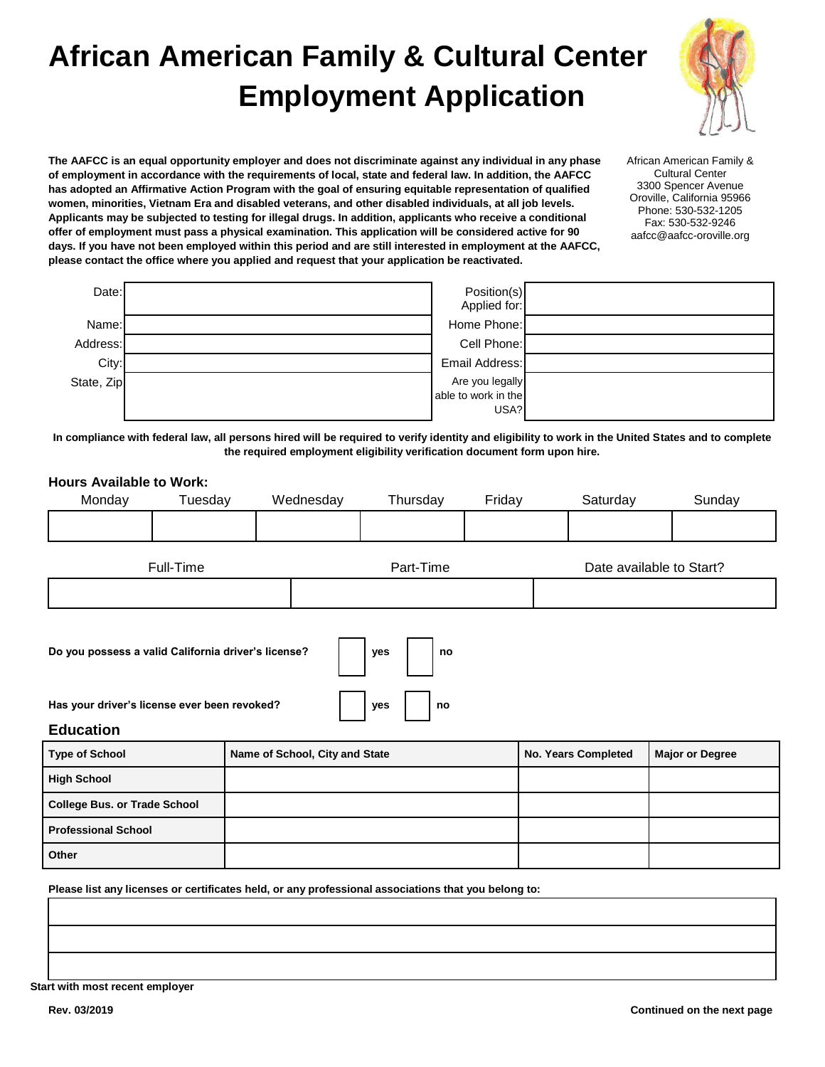# African American Family & Cultural Center Employment Application

**The AAFCC is an equal opportunity employer and does not discriminate against any individual in any phase of employment in accordance with the requirements of local, state and federal law. In addition, the AAFCC has adopted an Affirmative Action Program with the goal of ensuring equitable representation of qualified women, minorities, Vietnam Era and disabled veterans, and other disabled individuals, at all job levels. Applicants may be subjected to testing for illegal drugs. In addition, applicants who receive a conditional offer of employment must pass a physical examination. This application will be considered active for 90 days. If you have not been employed within this period and are still interested in employment at the AAFCC, please contact the office where you applied and request that your application be reactivated.**

African American Family & Cultural Center
3300 Spencer Avenue
Oroville, California 95966
Phone: 530-532-1205
Fax: 530-532-9246
aafcc@aafcc-oroville.org

| | | | |
|---|---|---|---|
| Date: | | Position(s) Applied for: | |
| Name: | | Home Phone: | |
| Address: | | Cell Phone: | |
| City: | | Email Address: | |
| State, Zip | | Are you legally able to work in the USA? | |

**In compliance with federal law, all persons hired will be required to verify identity and eligibility to work in the United States and to complete the required employment eligibility verification document form upon hire.**

### Hours Available to Work:

| Monday | Tuesday | Wednesday | Thursday | Friday | Saturday | Sunday |
|---|---|---|---|---|---|---|
| | | | | | | |

| Full-Time | Part-Time | Date available to Start? |
|---|---|---|
| | | |

**Do you possess a valid California driver's license?** ☐ **yes** ☐ **no**

**Has your driver's license ever been revoked?** ☐ **yes** ☐ **no**

### Education

| Type of School | Name of School, City and State | No. Years Completed | Major or Degree |
|---|---|---|---|
| **High School** | | | |
| **College Bus. or Trade School** | | | |
| **Professional School** | | | |
| **Other** | | | |

**Please list any licenses or certificates held, or any professional associations that you belong to:**

| |
|---|
| |
| |
| |

**Start with most recent employer**

**Rev. 03/2019**

**Continued on the next page**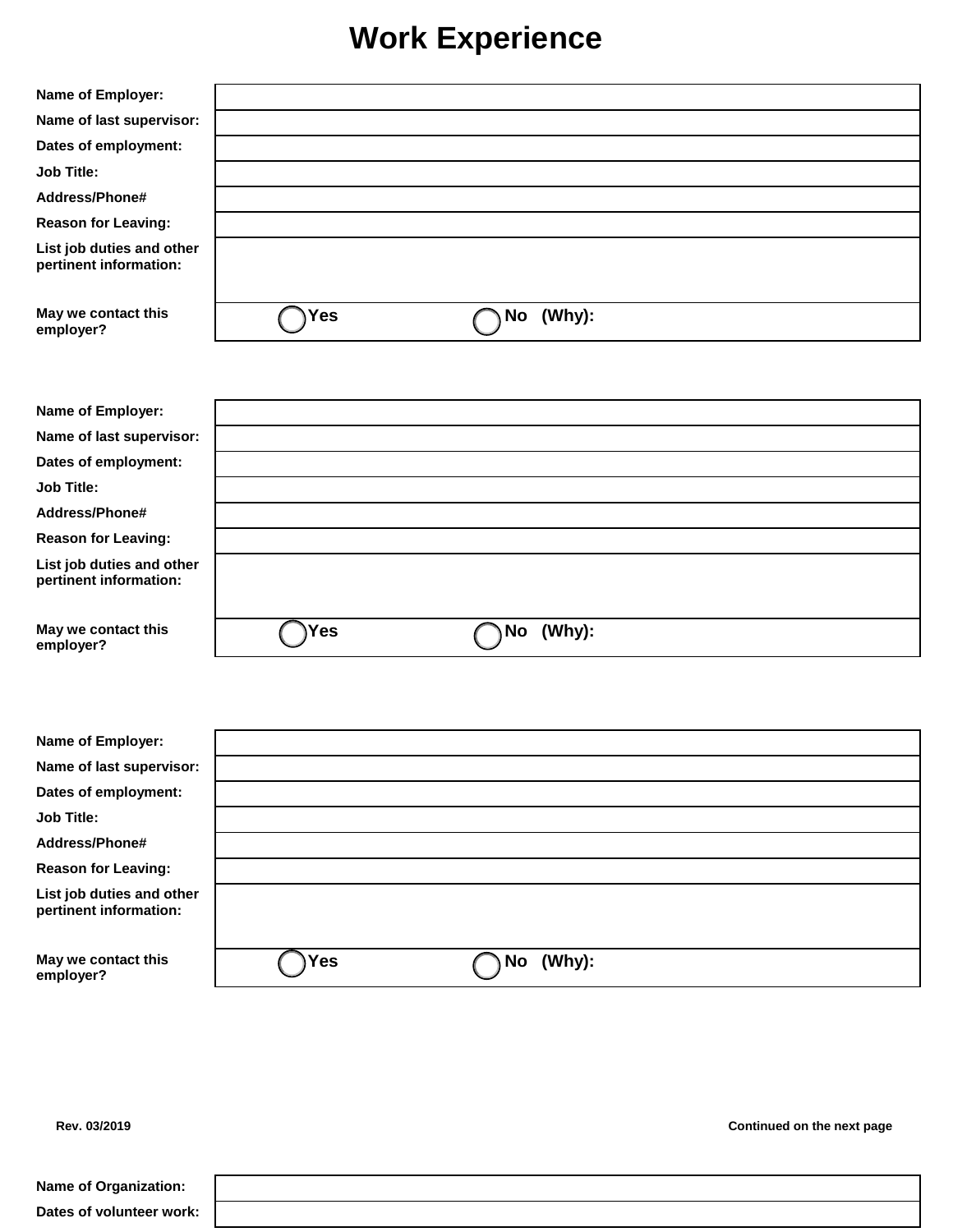# Work Experience

| | |
|---|---|
| **Name of Employer:** | |
| **Name of last supervisor:** | |
| **Dates of employment:** | |
| **Job Title:** | |
| **Address/Phone#** | |
| **Reason for Leaving:** | |
| **List job duties and other pertinent information:** | |
| **May we contact this employer?** | ◯ **Yes** ◯ **No (Why):** |

| | |
|---|---|
| **Name of Employer:** | |
| **Name of last supervisor:** | |
| **Dates of employment:** | |
| **Job Title:** | |
| **Address/Phone#** | |
| **Reason for Leaving:** | |
| **List job duties and other pertinent information:** | |
| **May we contact this employer?** | ◯ **Yes** ◯ **No (Why):** |

| | |
|---|---|
| **Name of Employer:** | |
| **Name of last supervisor:** | |
| **Dates of employment:** | |
| **Job Title:** | |
| **Address/Phone#** | |
| **Reason for Leaving:** | |
| **List job duties and other pertinent information:** | |
| **May we contact this employer?** | ◯ **Yes** ◯ **No (Why):** |

**Rev. 03/2019**

**Continued on the next page**

| | |
|---|---|
| **Name of Organization:** | |
| **Dates of volunteer work:** | |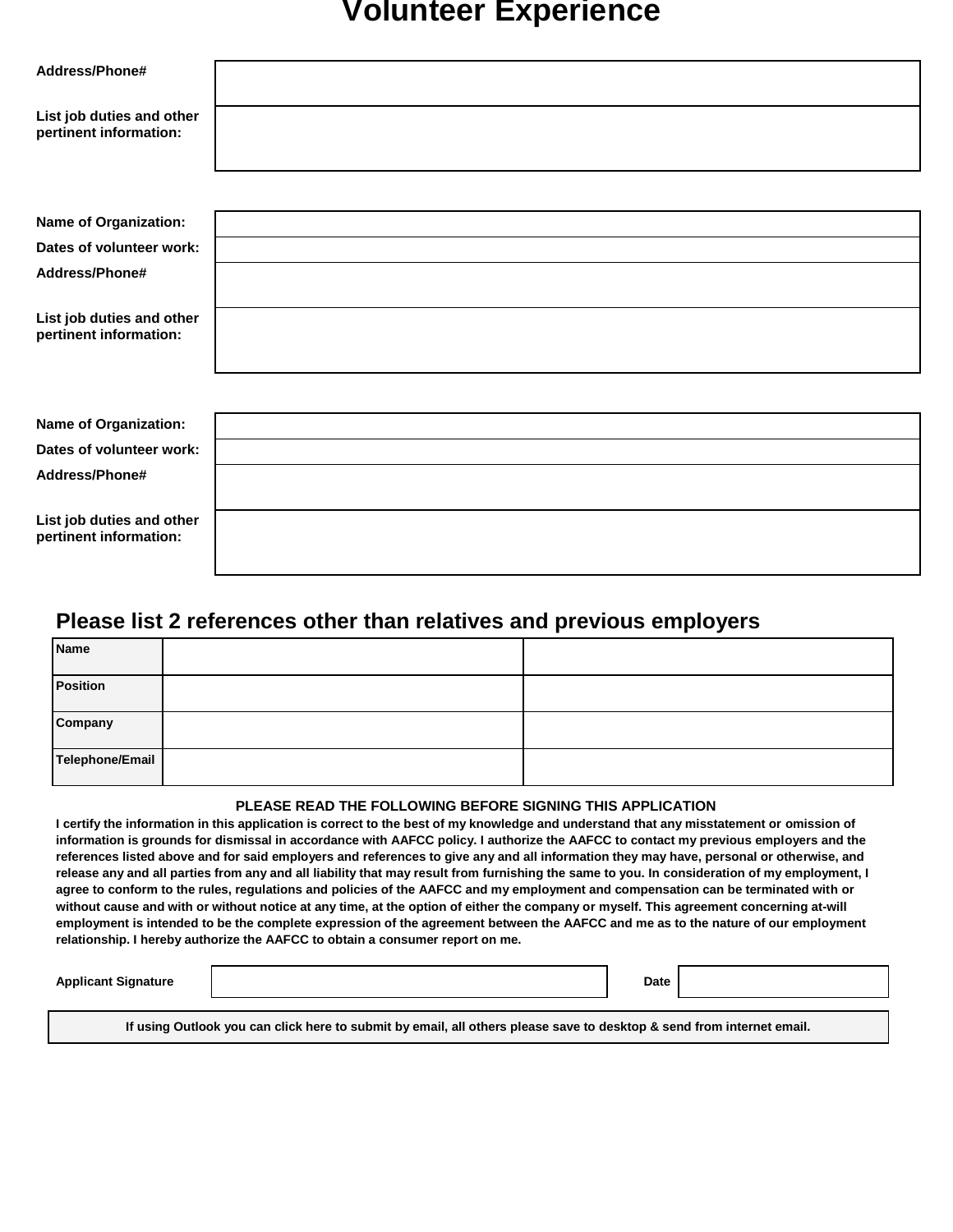# Volunteer Experience

| | |
|---|---|
| Address/Phone# | |
| List job duties and other pertinent information: | |

| | |
|---|---|
| Name of Organization: | |
| Dates of volunteer work: | |
| Address/Phone# | |
| List job duties and other pertinent information: | |

| | |
|---|---|
| Name of Organization: | |
| Dates of volunteer work: | |
| Address/Phone# | |
| List job duties and other pertinent information: | |

## Please list 2 references other than relatives and previous employers

| | | |
|---|---|---|
| Name | | |
| Position | | |
| Company | | |
| Telephone/Email | | |

**PLEASE READ THE FOLLOWING BEFORE SIGNING THIS APPLICATION**

**I certify the information in this application is correct to the best of my knowledge and understand that any misstatement or omission of information is grounds for dismissal in accordance with AAFCC policy. I authorize the AAFCC to contact my previous employers and the references listed above and for said employers and references to give any and all information they may have, personal or otherwise, and release any and all parties from any and all liability that may result from furnishing the same to you. In consideration of my employment, I agree to conform to the rules, regulations and policies of the AAFCC and my employment and compensation can be terminated with or without cause and with or without notice at any time, at the option of either the company or myself. This agreement concerning at-will employment is intended to be the complete expression of the agreement between the AAFCC and me as to the nature of our employment relationship. I hereby authorize the AAFCC to obtain a consumer report on me.**

| | | | |
|---|---|---|---|
| Applicant Signature | | Date | |

If using Outlook you can click here to submit by email, all others please save to desktop & send from internet email.